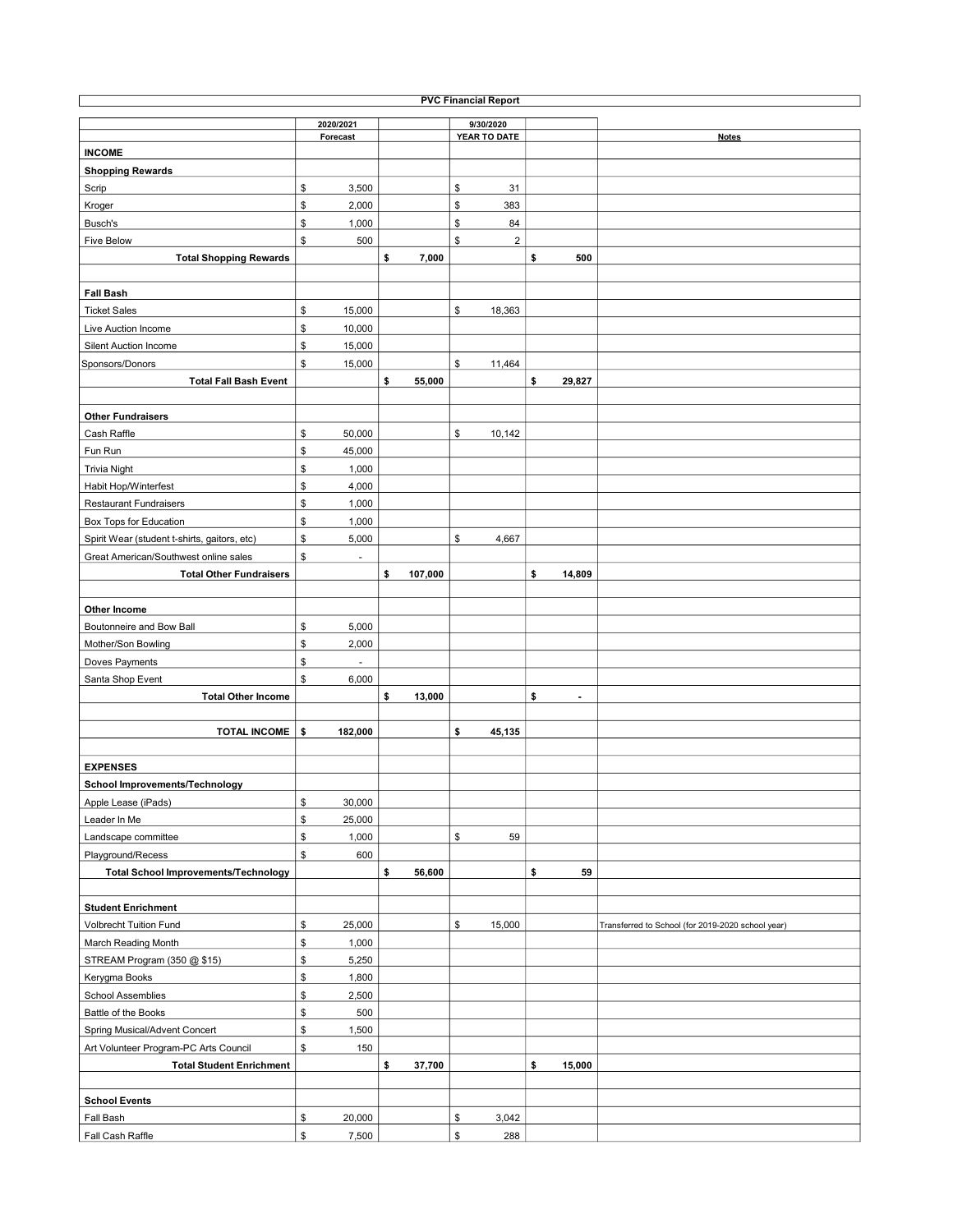# PVC Financial Report

| | 2020/2021 Forecast | | 9/30/2020 YEAR TO DATE | | Notes |
|---|---|---|---|---|---|
| **INCOME** | | | | | |
| **Shopping Rewards** | | | | | |
| Scrip | $ 3,500 | | $ 31 | | |
| Kroger | $ 2,000 | | $ 383 | | |
| Busch's | $ 1,000 | | $ 84 | | |
| Five Below | $ 500 | | $ 2 | | |
| **Total Shopping Rewards** | | **$ 7,000** | | **$ 500** | |
| | | | | | |
| **Fall Bash** | | | | | |
| Ticket Sales | $ 15,000 | | $ 18,363 | | |
| Live Auction Income | $ 10,000 | | | | |
| Silent Auction Income | $ 15,000 | | | | |
| Sponsors/Donors | $ 15,000 | | $ 11,464 | | |
| **Total Fall Bash Event** | | **$ 55,000** | | **$ 29,827** | |
| | | | | | |
| **Other Fundraisers** | | | | | |
| Cash Raffle | $ 50,000 | | $ 10,142 | | |
| Fun Run | $ 45,000 | | | | |
| Trivia Night | $ 1,000 | | | | |
| Habit Hop/Winterfest | $ 4,000 | | | | |
| Restaurant Fundraisers | $ 1,000 | | | | |
| Box Tops for Education | $ 1,000 | | | | |
| Spirit Wear (student t-shirts, gaitors, etc) | $ 5,000 | | $ 4,667 | | |
| Great American/Southwest online sales | $ - | | | | |
| **Total Other Fundraisers** | | **$ 107,000** | | **$ 14,809** | |
| | | | | | |
| **Other Income** | | | | | |
| Boutonneire and Bow Ball | $ 5,000 | | | | |
| Mother/Son Bowling | $ 2,000 | | | | |
| Doves Payments | $ - | | | | |
| Santa Shop Event | $ 6,000 | | | | |
| **Total Other Income** | | **$ 13,000** | | **$ -** | |
| | | | | | |
| **TOTAL INCOME** | **$ 182,000** | | **$ 45,135** | | |
| | | | | | |
| **EXPENSES** | | | | | |
| **School Improvements/Technology** | | | | | |
| Apple Lease (iPads) | $ 30,000 | | | | |
| Leader In Me | $ 25,000 | | | | |
| Landscape committee | $ 1,000 | | $ 59 | | |
| Playground/Recess | $ 600 | | | | |
| **Total School Improvements/Technology** | | **$ 56,600** | | **$ 59** | |
| | | | | | |
| **Student Enrichment** | | | | | |
| Volbrecht Tuition Fund | $ 25,000 | | $ 15,000 | | Transferred to School (for 2019-2020 school year) |
| March Reading Month | $ 1,000 | | | | |
| STREAM Program (350 @ $15) | $ 5,250 | | | | |
| Kerygma Books | $ 1,800 | | | | |
| School Assemblies | $ 2,500 | | | | |
| Battle of the Books | $ 500 | | | | |
| Spring Musical/Advent Concert | $ 1,500 | | | | |
| Art Volunteer Program-PC Arts Council | $ 150 | | | | |
| **Total Student Enrichment** | | **$ 37,700** | | **$ 15,000** | |
| | | | | | |
| **School Events** | | | | | |
| Fall Bash | $ 20,000 | | $ 3,042 | | |
| Fall Cash Raffle | $ 7,500 | | $ 288 | | |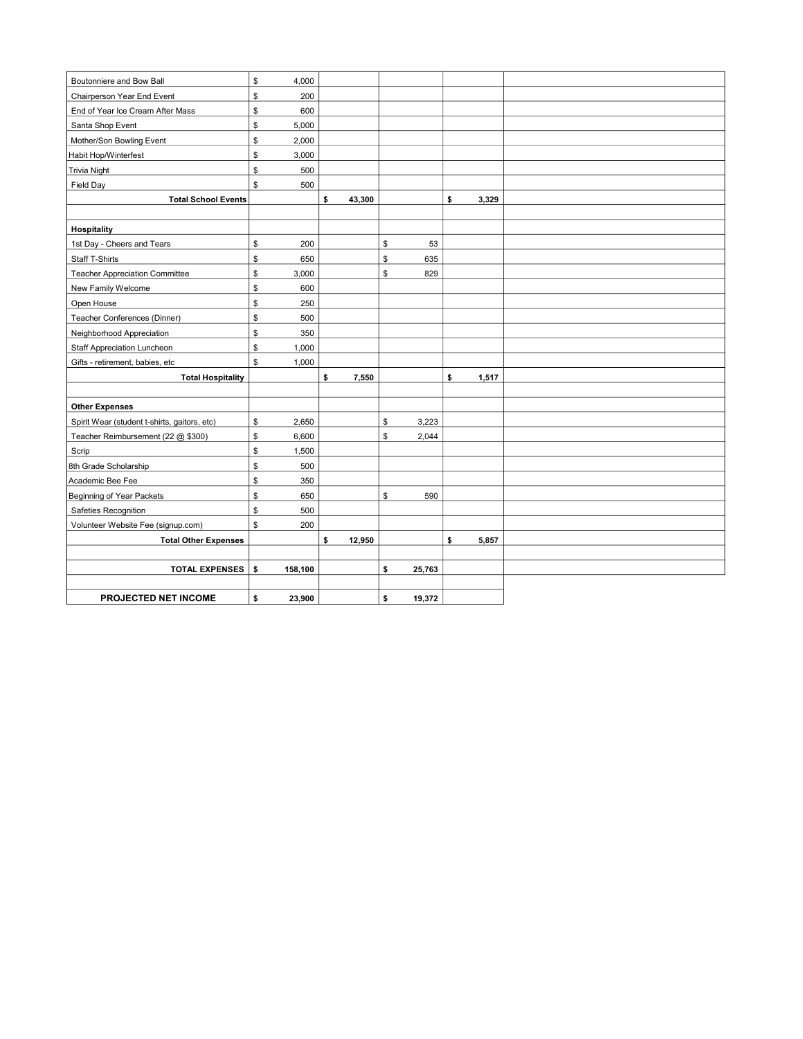| | | | | | |
|---|---|---|---|---|---|
| Boutonniere and Bow Ball | $ 4,000 | | | | |
| Chairperson Year End Event | $ 200 | | | | |
| End of Year Ice Cream After Mass | $ 600 | | | | |
| Santa Shop Event | $ 5,000 | | | | |
| Mother/Son Bowling Event | $ 2,000 | | | | |
| Habit Hop/Winterfest | $ 3,000 | | | | |
| Trivia Night | $ 500 | | | | |
| Field Day | $ 500 | | | | |
| **Total School Events** | | **$ 43,300** | | **$ 3,329** | |
| | | | | | |
| **Hospitality** | | | | | |
| 1st Day - Cheers and Tears | $ 200 | | $ 53 | | |
| Staff T-Shirts | $ 650 | | $ 635 | | |
| Teacher Appreciation Committee | $ 3,000 | | $ 829 | | |
| New Family Welcome | $ 600 | | | | |
| Open House | $ 250 | | | | |
| Teacher Conferences (Dinner) | $ 500 | | | | |
| Neighborhood Appreciation | $ 350 | | | | |
| Staff Appreciation Luncheon | $ 1,000 | | | | |
| Gifts - retirement, babies, etc | $ 1,000 | | | | |
| **Total Hospitality** | | **$ 7,550** | | **$ 1,517** | |
| | | | | | |
| **Other Expenses** | | | | | |
| Spirit Wear (student t-shirts, gaitors, etc) | $ 2,650 | | $ 3,223 | | |
| Teacher Reimbursement (22 @ $300) | $ 6,600 | | $ 2,044 | | |
| Scrip | $ 1,500 | | | | |
| 8th Grade Scholarship | $ 500 | | | | |
| Academic Bee Fee | $ 350 | | | | |
| Beginning of Year Packets | $ 650 | | $ 590 | | |
| Safeties Recognition | $ 500 | | | | |
| Volunteer Website Fee (signup.com) | $ 200 | | | | |
| **Total Other Expenses** | | **$ 12,950** | | **$ 5,857** | |
| | | | | | |
| **TOTAL EXPENSES** | **$ 158,100** | | **$ 25,763** | | |
| | | | | | |
| **PROJECTED NET INCOME** | **$ 23,900** | | **$ 19,372** | | |